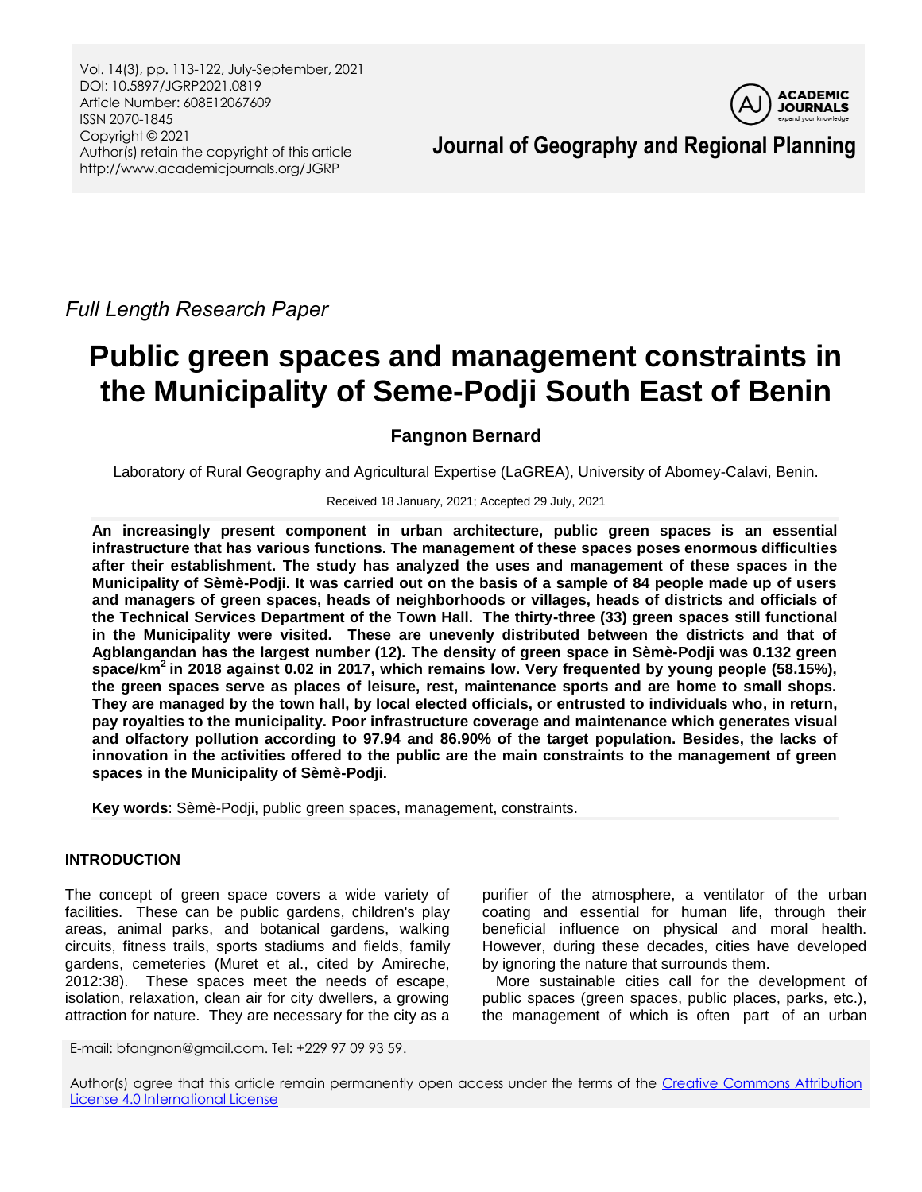Vol. 14(3), pp. 113-122, July-September, 2021
DOI: 10.5897/JGRP2021.0819
Article Number: 608E12067609
ISSN 2070-1845
Copyright © 2021
Author(s) retain the copyright of this article
http://www.academicjournals.org/JGRP

**Journal of Geography and Regional Planning**

*Full Length Research Paper*

# Public green spaces and management constraints in the Municipality of Seme-Podji South East of Benin

**Fangnon Bernard**

Laboratory of Rural Geography and Agricultural Expertise (LaGREA), University of Abomey-Calavi, Benin.

Received 18 January, 2021; Accepted 29 July, 2021

**An increasingly present component in urban architecture, public green spaces is an essential infrastructure that has various functions. The management of these spaces poses enormous difficulties after their establishment. The study has analyzed the uses and management of these spaces in the Municipality of Sèmè-Podji. It was carried out on the basis of a sample of 84 people made up of users and managers of green spaces, heads of neighborhoods or villages, heads of districts and officials of the Technical Services Department of the Town Hall. The thirty-three (33) green spaces still functional in the Municipality were visited. These are unevenly distributed between the districts and that of Agblangandan has the largest number (12). The density of green space in Sèmè-Podji was 0.132 green space/km$^2$ in 2018 against 0.02 in 2017, which remains low. Very frequented by young people (58.15%), the green spaces serve as places of leisure, rest, maintenance sports and are home to small shops. They are managed by the town hall, by local elected officials, or entrusted to individuals who, in return, pay royalties to the municipality. Poor infrastructure coverage and maintenance which generates visual and olfactory pollution according to 97.94 and 86.90% of the target population. Besides, the lacks of innovation in the activities offered to the public are the main constraints to the management of green spaces in the Municipality of Sèmè-Podji.**

**Key words**: Sèmè-Podji, public green spaces, management, constraints.

## INTRODUCTION

The concept of green space covers a wide variety of facilities. These can be public gardens, children's play areas, animal parks, and botanical gardens, walking circuits, fitness trails, sports stadiums and fields, family gardens, cemeteries (Muret et al., cited by Amireche, 2012:38). These spaces meet the needs of escape, isolation, relaxation, clean air for city dwellers, a growing attraction for nature. They are necessary for the city as a purifier of the atmosphere, a ventilator of the urban coating and essential for human life, through their beneficial influence on physical and moral health. However, during these decades, cities have developed by ignoring the nature that surrounds them.

More sustainable cities call for the development of public spaces (green spaces, public places, parks, etc.), the management of which is often part of an urban

E-mail: bfangnon@gmail.com. Tel: +229 97 09 93 59.

Author(s) agree that this article remain permanently open access under the terms of the Creative Commons Attribution License 4.0 International License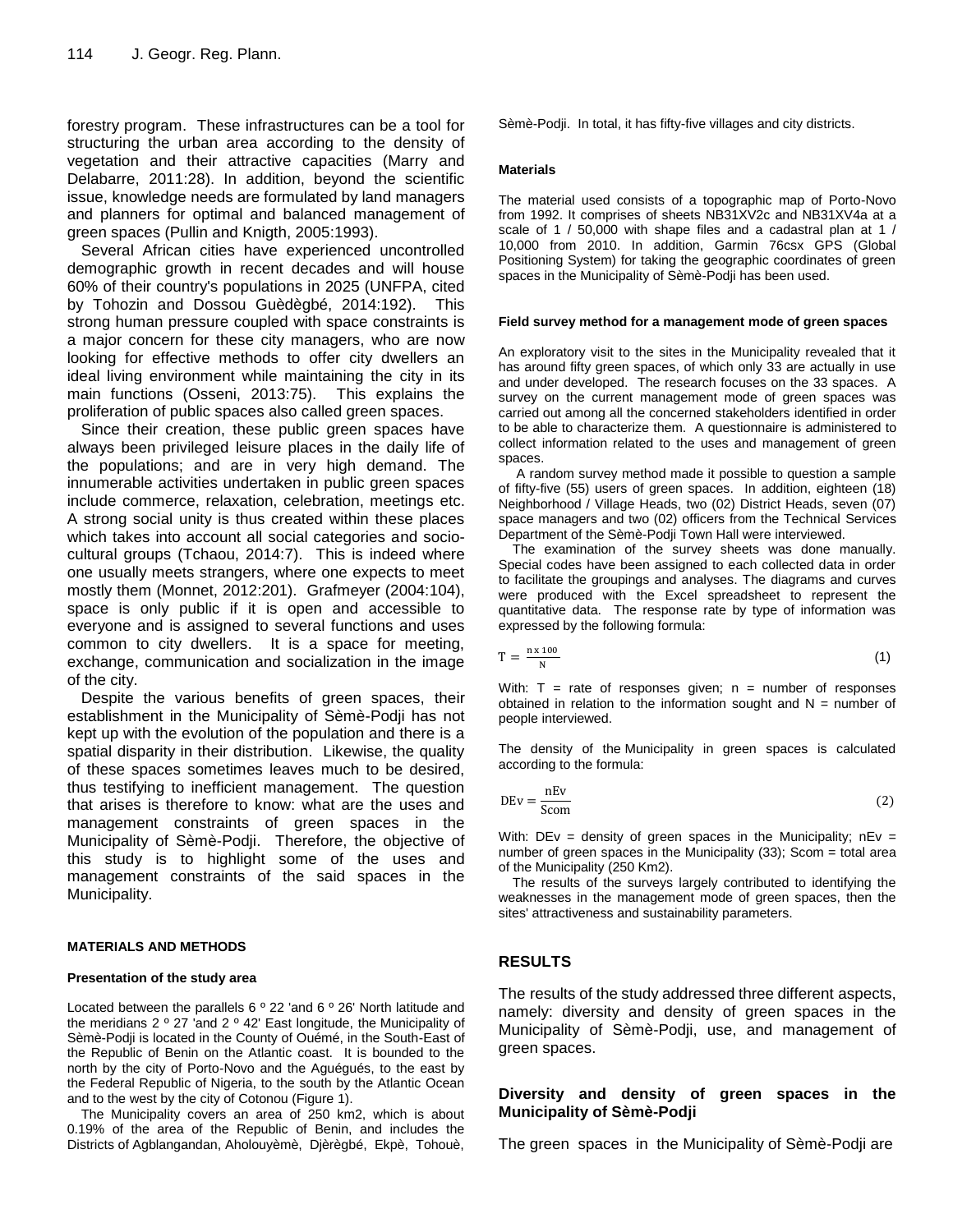forestry program. These infrastructures can be a tool for structuring the urban area according to the density of vegetation and their attractive capacities (Marry and Delabarre, 2011:28). In addition, beyond the scientific issue, knowledge needs are formulated by land managers and planners for optimal and balanced management of green spaces (Pullin and Knigth, 2005:1993).

Several African cities have experienced uncontrolled demographic growth in recent decades and will house 60% of their country's populations in 2025 (UNFPA, cited by Tohozin and Dossou Guèdègbé, 2014:192). This strong human pressure coupled with space constraints is a major concern for these city managers, who are now looking for effective methods to offer city dwellers an ideal living environment while maintaining the city in its main functions (Osseni, 2013:75). This explains the proliferation of public spaces also called green spaces.

Since their creation, these public green spaces have always been privileged leisure places in the daily life of the populations; and are in very high demand. The innumerable activities undertaken in public green spaces include commerce, relaxation, celebration, meetings etc. A strong social unity is thus created within these places which takes into account all social categories and socio-cultural groups (Tchaou, 2014:7). This is indeed where one usually meets strangers, where one expects to meet mostly them (Monnet, 2012:201). Grafmeyer (2004:104), space is only public if it is open and accessible to everyone and is assigned to several functions and uses common to city dwellers. It is a space for meeting, exchange, communication and socialization in the image of the city.

Despite the various benefits of green spaces, their establishment in the Municipality of Sèmè-Podji has not kept up with the evolution of the population and there is a spatial disparity in their distribution. Likewise, the quality of these spaces sometimes leaves much to be desired, thus testifying to inefficient management. The question that arises is therefore to know: what are the uses and management constraints of green spaces in the Municipality of Sèmè-Podji. Therefore, the objective of this study is to highlight some of the uses and management constraints of the said spaces in the Municipality.

## MATERIALS AND METHODS

### Presentation of the study area

Located between the parallels 6 º 22 'and 6 º 26' North latitude and the meridians 2 º 27 'and 2 º 42' East longitude, the Municipality of Sèmè-Podji is located in the County of Ouémé, in the South-East of the Republic of Benin on the Atlantic coast. It is bounded to the north by the city of Porto-Novo and the Aguégués, to the east by the Federal Republic of Nigeria, to the south by the Atlantic Ocean and to the west by the city of Cotonou (Figure 1).

The Municipality covers an area of 250 km2, which is about 0.19% of the area of the Republic of Benin, and includes the Districts of Agblangandan, Aholouyèmè, Djèrègbé, Ekpè, Tohouè, Sèmè-Podji. In total, it has fifty-five villages and city districts.

### Materials

The material used consists of a topographic map of Porto-Novo from 1992. It comprises of sheets NB31XV2c and NB31XV4a at a scale of 1 / 50,000 with shape files and a cadastral plan at 1 / 10,000 from 2010. In addition, Garmin 76csx GPS (Global Positioning System) for taking the geographic coordinates of green spaces in the Municipality of Sèmè-Podji has been used.

### Field survey method for a management mode of green spaces

An exploratory visit to the sites in the Municipality revealed that it has around fifty green spaces, of which only 33 are actually in use and under developed. The research focuses on the 33 spaces. A survey on the current management mode of green spaces was carried out among all the concerned stakeholders identified in order to be able to characterize them. A questionnaire is administered to collect information related to the uses and management of green spaces.

A random survey method made it possible to question a sample of fifty-five (55) users of green spaces. In addition, eighteen (18) Neighborhood / Village Heads, two (02) District Heads, seven (07) space managers and two (02) officers from the Technical Services Department of the Sèmè-Podji Town Hall were interviewed.

The examination of the survey sheets was done manually. Special codes have been assigned to each collected data in order to facilitate the groupings and analyses. The diagrams and curves were produced with the Excel spreadsheet to represent the quantitative data. The response rate by type of information was expressed by the following formula:

$$T = \frac{n \times 100}{N} \quad (1)$$

With: T = rate of responses given; n = number of responses obtained in relation to the information sought and N = number of people interviewed.

The density of the Municipality in green spaces is calculated according to the formula:

$$DEv = \frac{nEv}{Scom} \quad (2)$$

With: DEv = density of green spaces in the Municipality; nEv = number of green spaces in the Municipality (33); Scom = total area of the Municipality (250 Km2).

The results of the surveys largely contributed to identifying the weaknesses in the management mode of green spaces, then the sites' attractiveness and sustainability parameters.

## RESULTS

The results of the study addressed three different aspects, namely: diversity and density of green spaces in the Municipality of Sèmè-Podji, use, and management of green spaces.

### Diversity and density of green spaces in the Municipality of Sèmè-Podji

The green spaces in the Municipality of Sèmè-Podji are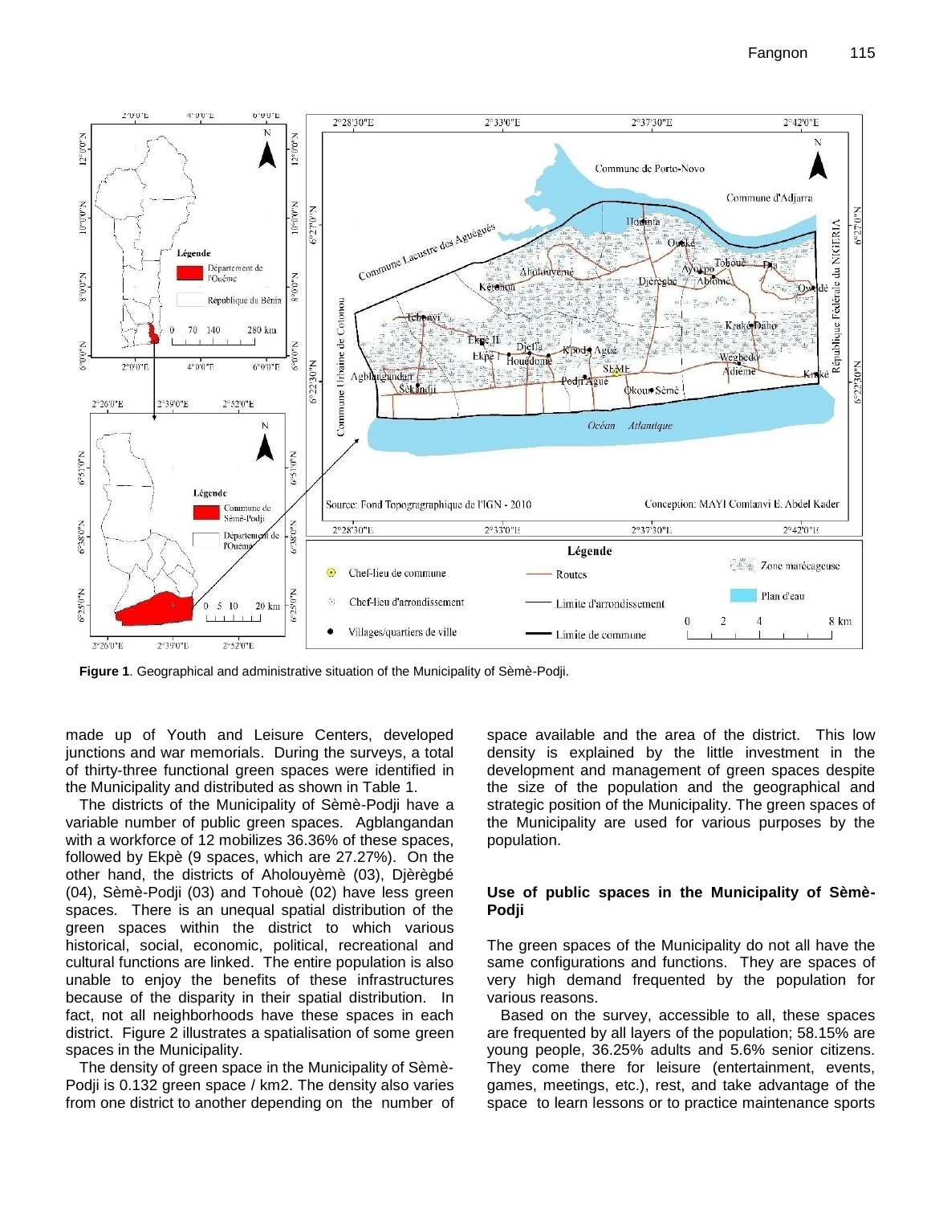**Figure 1**. Geographical and administrative situation of the Municipality of Sèmè-Podji.

made up of Youth and Leisure Centers, developed junctions and war memorials. During the surveys, a total of thirty-three functional green spaces were identified in the Municipality and distributed as shown in Table 1.

The districts of the Municipality of Sèmè-Podji have a variable number of public green spaces. Agblangandan with a workforce of 12 mobilizes 36.36% of these spaces, followed by Ekpè (9 spaces, which are 27.27%). On the other hand, the districts of Aholouyèmè (03), Djèrègbé (04), Sèmè-Podji (03) and Tohouè (02) have less green spaces. There is an unequal spatial distribution of the green spaces within the district to which various historical, social, economic, political, recreational and cultural functions are linked. The entire population is also unable to enjoy the benefits of these infrastructures because of the disparity in their spatial distribution. In fact, not all neighborhoods have these spaces in each district. Figure 2 illustrates a spatialisation of some green spaces in the Municipality.

The density of green space in the Municipality of Sèmè-Podji is 0.132 green space / km2. The density also varies from one district to another depending on the number of space available and the area of the district. This low density is explained by the little investment in the development and management of green spaces despite the size of the population and the geographical and strategic position of the Municipality. The green spaces of the Municipality are used for various purposes by the population.

## Use of public spaces in the Municipality of Sèmè-Podji

The green spaces of the Municipality do not all have the same configurations and functions. They are spaces of very high demand frequented by the population for various reasons.

Based on the survey, accessible to all, these spaces are frequented by all layers of the population; 58.15% are young people, 36.25% adults and 5.6% senior citizens. They come there for leisure (entertainment, events, games, meetings, etc.), rest, and take advantage of the space to learn lessons or to practice maintenance sports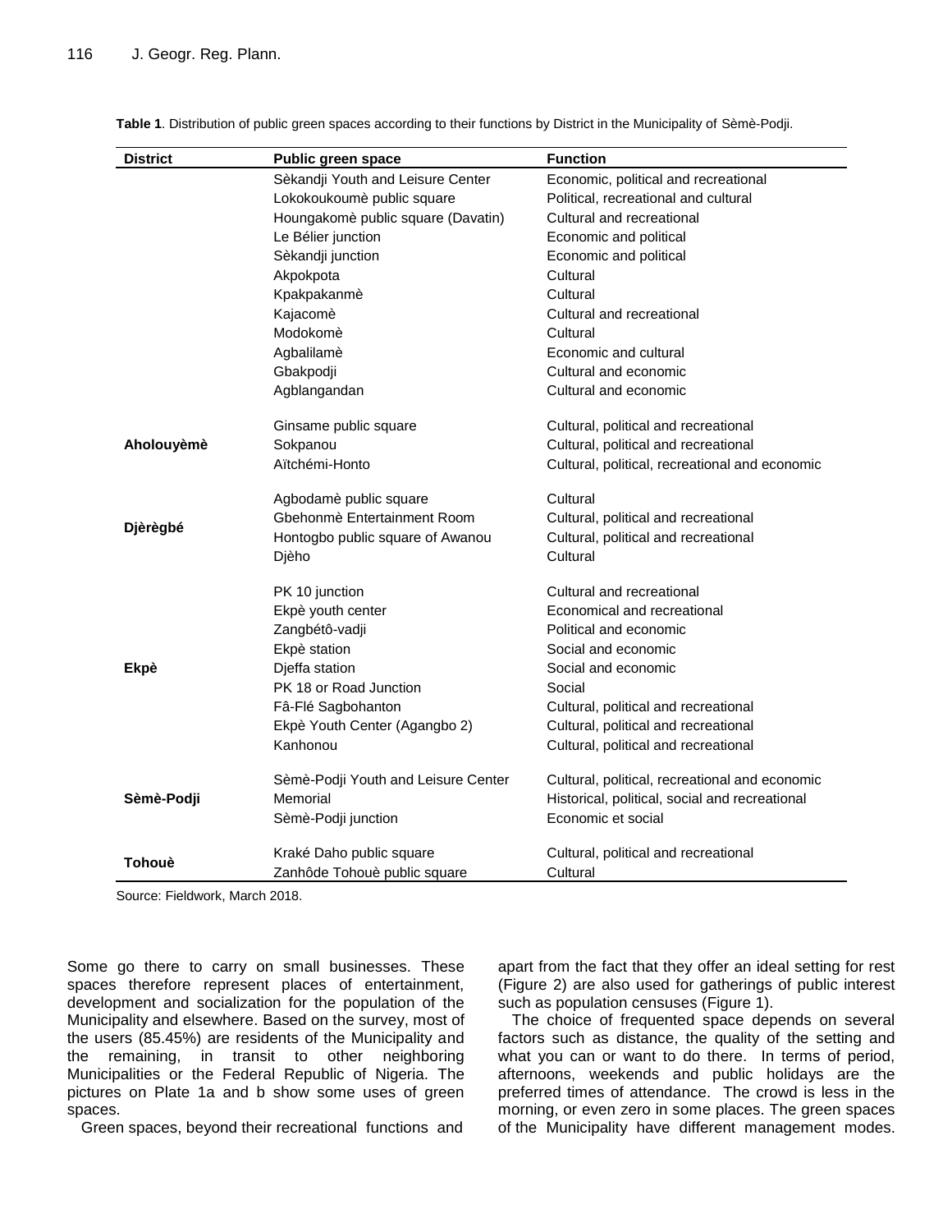**Table 1**. Distribution of public green spaces according to their functions by District in the Municipality of Sèmè-Podji.

| District | Public green space | Function |
|---|---|---|
| | Sèkandji Youth and Leisure Center | Economic, political and recreational |
| | Lokokoukoumè public square | Political, recreational and cultural |
| | Houngakomè public square (Davatin) | Cultural and recreational |
| | Le Bélier junction | Economic and political |
| | Sèkandji junction | Economic and political |
| | Akpokpota | Cultural |
| | Kpakpakanmè | Cultural |
| | Kajacomè | Cultural and recreational |
| | Modokomè | Cultural |
| | Agbalilamè | Economic and cultural |
| | Gbakpodji | Cultural and economic |
| | Agblangandan | Cultural and economic |
| Aholouyèmè | Ginsame public square | Cultural, political and recreational |
| | Sokpanou | Cultural, political and recreational |
| | Aïtchémi-Honto | Cultural, political, recreational and economic |
| Djèrègbé | Agbodamè public square | Cultural |
| | Gbehonmè Entertainment Room | Cultural, political and recreational |
| | Hontogbo public square of Awanou | Cultural, political and recreational |
| | Djèho | Cultural |
| Ekpè | PK 10 junction | Cultural and recreational |
| | Ekpè youth center | Economical and recreational |
| | Zangbétô-vadji | Political and economic |
| | Ekpè station | Social and economic |
| | Djeffa station | Social and economic |
| | PK 18 or Road Junction | Social |
| | Fâ-Flé Sagbohanton | Cultural, political and recreational |
| | Ekpè Youth Center (Agangbo 2) | Cultural, political and recreational |
| | Kanhonou | Cultural, political and recreational |
| Sèmè-Podji | Sèmè-Podji Youth and Leisure Center | Cultural, political, recreational and economic |
| | Memorial | Historical, political, social and recreational |
| | Sèmè-Podji junction | Economic et social |
| Tohouè | Kraké Daho public square | Cultural, political and recreational |
| | Zanhôde Tohouè public square | Cultural |

Source: Fieldwork, March 2018.

Some go there to carry on small businesses. These spaces therefore represent places of entertainment, development and socialization for the population of the Municipality and elsewhere. Based on the survey, most of the users (85.45%) are residents of the Municipality and the remaining, in transit to other neighboring Municipalities or the Federal Republic of Nigeria. The pictures on Plate 1a and b show some uses of green spaces.

Green spaces, beyond their recreational functions and apart from the fact that they offer an ideal setting for rest (Figure 2) are also used for gatherings of public interest such as population censuses (Figure 1).

The choice of frequented space depends on several factors such as distance, the quality of the setting and what you can or want to do there. In terms of period, afternoons, weekends and public holidays are the preferred times of attendance. The crowd is less in the morning, or even zero in some places. The green spaces of the Municipality have different management modes.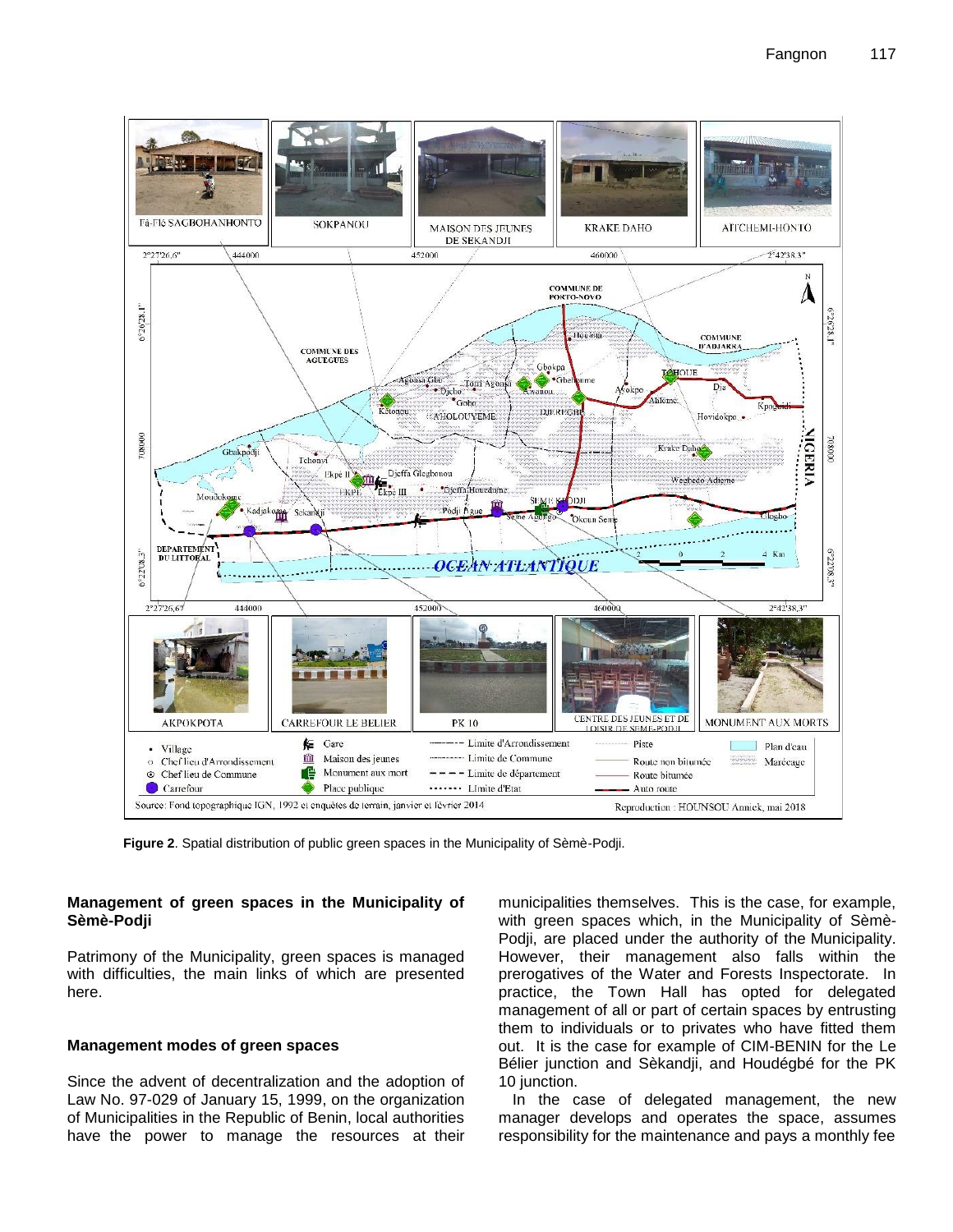**Figure 2**. Spatial distribution of public green spaces in the Municipality of Sèmè-Podji.

## Management of green spaces in the Municipality of Sèmè-Podji

Patrimony of the Municipality, green spaces is managed with difficulties, the main links of which are presented here.

### Management modes of green spaces

Since the advent of decentralization and the adoption of Law No. 97-029 of January 15, 1999, on the organization of Municipalities in the Republic of Benin, local authorities have the power to manage the resources at their municipalities themselves. This is the case, for example, with green spaces which, in the Municipality of Sèmè-Podji, are placed under the authority of the Municipality. However, their management also falls within the prerogatives of the Water and Forests Inspectorate. In practice, the Town Hall has opted for delegated management of all or part of certain spaces by entrusting them to individuals or to privates who have fitted them out. It is the case for example of CIM-BENIN for the Le Bélier junction and Sèkandji, and Houdégbé for the PK 10 junction.

In the case of delegated management, the new manager develops and operates the space, assumes responsibility for the maintenance and pays a monthly fee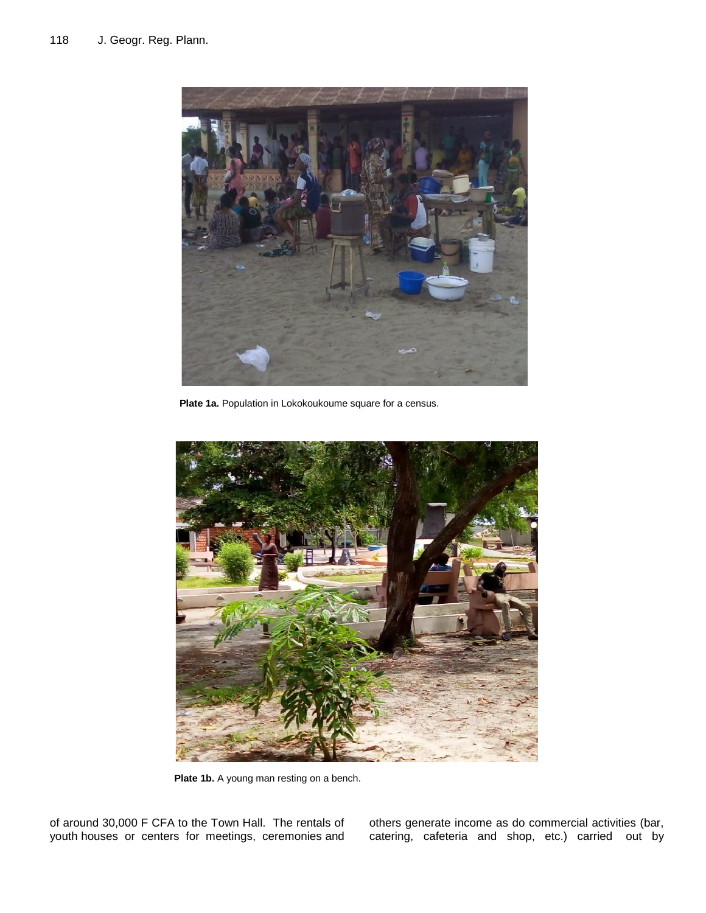Plate 1a. Population in Lokokoukoume square for a census.

Plate 1b. A young man resting on a bench.

of around 30,000 F CFA to the Town Hall. The rentals of youth houses or centers for meetings, ceremonies and others generate income as do commercial activities (bar, catering, cafeteria and shop, etc.) carried out by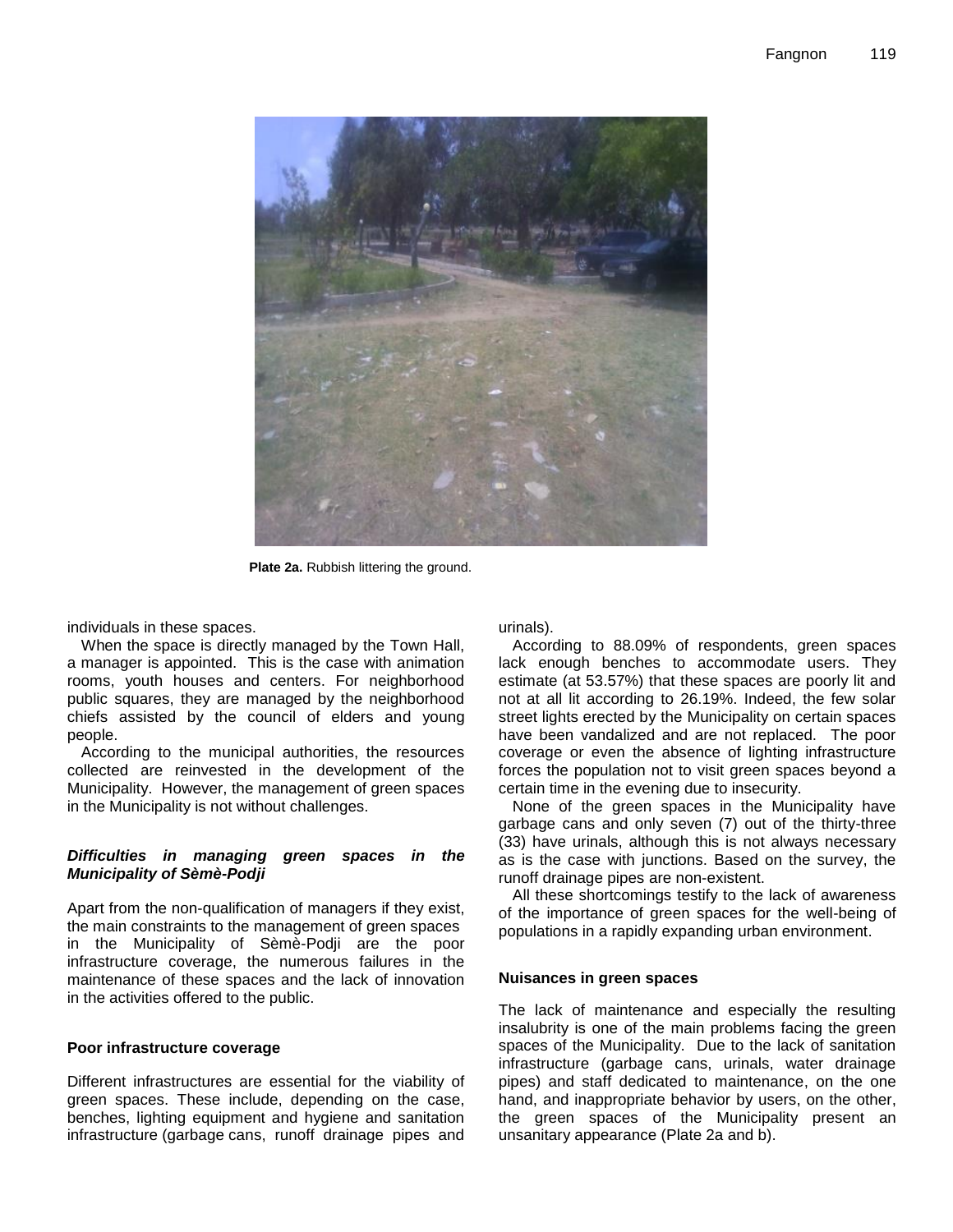Plate 2a. Rubbish littering the ground.

individuals in these spaces.

When the space is directly managed by the Town Hall, a manager is appointed. This is the case with animation rooms, youth houses and centers. For neighborhood public squares, they are managed by the neighborhood chiefs assisted by the council of elders and young people.

According to the municipal authorities, the resources collected are reinvested in the development of the Municipality. However, the management of green spaces in the Municipality is not without challenges.

### *Difficulties in managing green spaces in the Municipality of Sèmè-Podji*

Apart from the non-qualification of managers if they exist, the main constraints to the management of green spaces in the Municipality of Sèmè-Podji are the poor infrastructure coverage, the numerous failures in the maintenance of these spaces and the lack of innovation in the activities offered to the public.

#### Poor infrastructure coverage

Different infrastructures are essential for the viability of green spaces. These include, depending on the case, benches, lighting equipment and hygiene and sanitation infrastructure (garbage cans, runoff drainage pipes and urinals).

According to 88.09% of respondents, green spaces lack enough benches to accommodate users. They estimate (at 53.57%) that these spaces are poorly lit and not at all lit according to 26.19%. Indeed, the few solar street lights erected by the Municipality on certain spaces have been vandalized and are not replaced. The poor coverage or even the absence of lighting infrastructure forces the population not to visit green spaces beyond a certain time in the evening due to insecurity.

None of the green spaces in the Municipality have garbage cans and only seven (7) out of the thirty-three (33) have urinals, although this is not always necessary as is the case with junctions. Based on the survey, the runoff drainage pipes are non-existent.

All these shortcomings testify to the lack of awareness of the importance of green spaces for the well-being of populations in a rapidly expanding urban environment.

#### Nuisances in green spaces

The lack of maintenance and especially the resulting insalubrity is one of the main problems facing the green spaces of the Municipality. Due to the lack of sanitation infrastructure (garbage cans, urinals, water drainage pipes) and staff dedicated to maintenance, on the one hand, and inappropriate behavior by users, on the other, the green spaces of the Municipality present an unsanitary appearance (Plate 2a and b).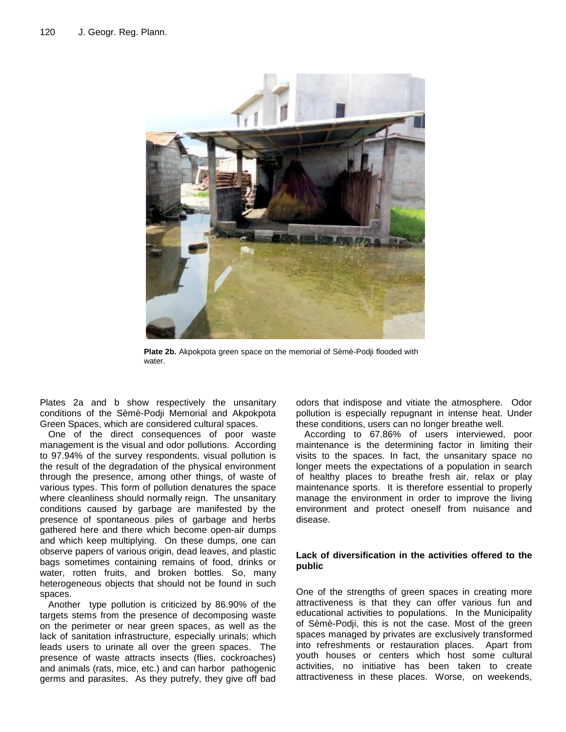Plate 2b. Akpokpota green space on the memorial of Sèmè-Podji flooded with water.

Plates 2a and b show respectively the unsanitary conditions of the Sèmè-Podji Memorial and Akpokpota Green Spaces, which are considered cultural spaces.

One of the direct consequences of poor waste management is the visual and odor pollutions. According to 97.94% of the survey respondents, visual pollution is the result of the degradation of the physical environment through the presence, among other things, of waste of various types. This form of pollution denatures the space where cleanliness should normally reign. The unsanitary conditions caused by garbage are manifested by the presence of spontaneous piles of garbage and herbs gathered here and there which become open-air dumps and which keep multiplying. On these dumps, one can observe papers of various origin, dead leaves, and plastic bags sometimes containing remains of food, drinks or water, rotten fruits, and broken bottles. So, many heterogeneous objects that should not be found in such spaces.

Another type pollution is criticized by 86.90% of the targets stems from the presence of decomposing waste on the perimeter or near green spaces, as well as the lack of sanitation infrastructure, especially urinals; which leads users to urinate all over the green spaces. The presence of waste attracts insects (flies, cockroaches) and animals (rats, mice, etc.) and can harbor pathogenic germs and parasites. As they putrefy, they give off bad odors that indispose and vitiate the atmosphere. Odor pollution is especially repugnant in intense heat. Under these conditions, users can no longer breathe well.

According to 67.86% of users interviewed, poor maintenance is the determining factor in limiting their visits to the spaces. In fact, the unsanitary space no longer meets the expectations of a population in search of healthy places to breathe fresh air, relax or play maintenance sports. It is therefore essential to properly manage the environment in order to improve the living environment and protect oneself from nuisance and disease.

### Lack of diversification in the activities offered to the public

One of the strengths of green spaces in creating more attractiveness is that they can offer various fun and educational activities to populations. In the Municipality of Sèmè-Podji, this is not the case. Most of the green spaces managed by privates are exclusively transformed into refreshments or restauration places. Apart from youth houses or centers which host some cultural activities, no initiative has been taken to create attractiveness in these places. Worse, on weekends,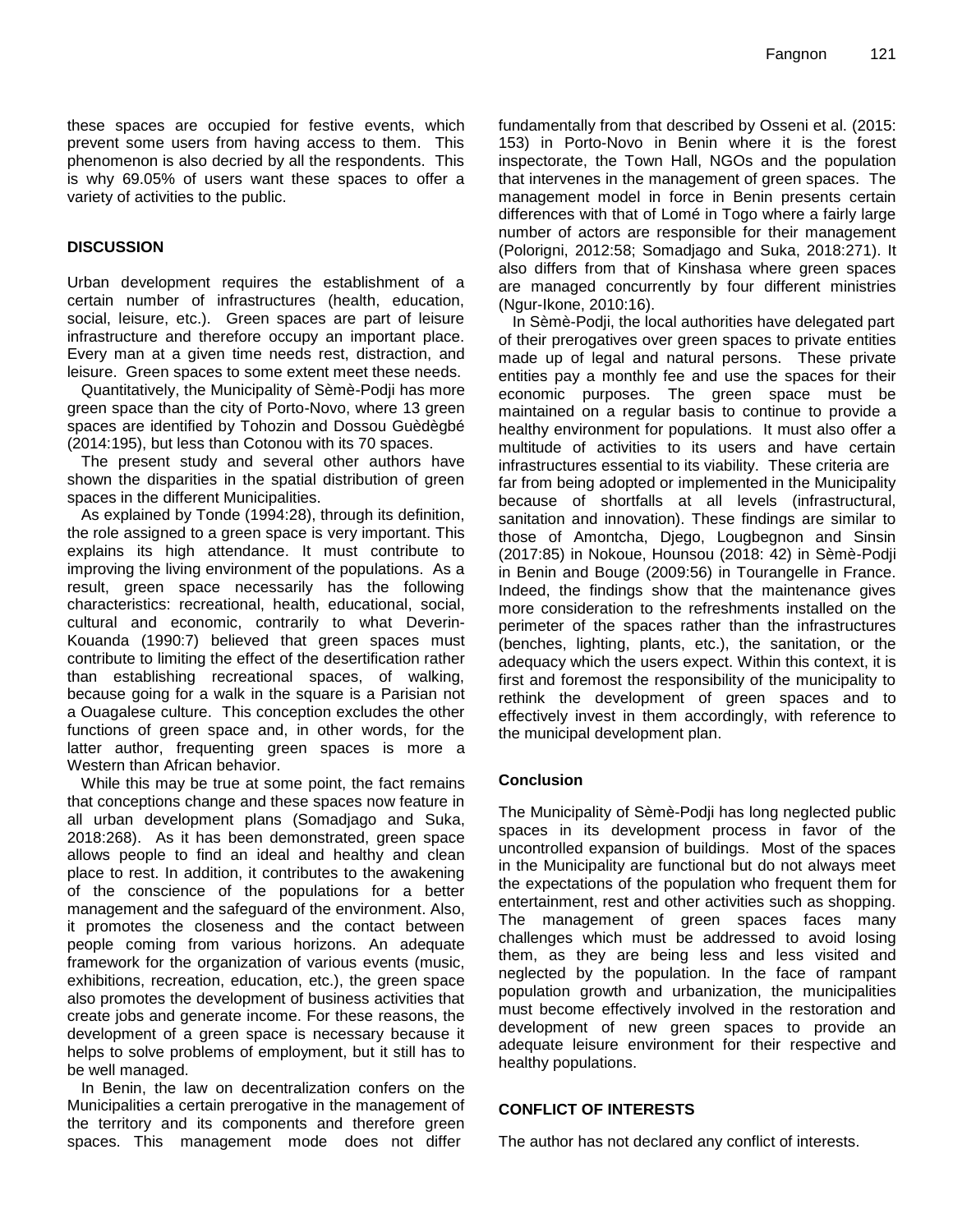these spaces are occupied for festive events, which prevent some users from having access to them. This phenomenon is also decried by all the respondents. This is why 69.05% of users want these spaces to offer a variety of activities to the public.

## DISCUSSION

Urban development requires the establishment of a certain number of infrastructures (health, education, social, leisure, etc.). Green spaces are part of leisure infrastructure and therefore occupy an important place. Every man at a given time needs rest, distraction, and leisure. Green spaces to some extent meet these needs.

Quantitatively, the Municipality of Sèmè-Podji has more green space than the city of Porto-Novo, where 13 green spaces are identified by Tohozin and Dossou Guèdègbé (2014:195), but less than Cotonou with its 70 spaces.

The present study and several other authors have shown the disparities in the spatial distribution of green spaces in the different Municipalities.

As explained by Tonde (1994:28), through its definition, the role assigned to a green space is very important. This explains its high attendance. It must contribute to improving the living environment of the populations. As a result, green space necessarily has the following characteristics: recreational, health, educational, social, cultural and economic, contrarily to what Deverin-Kouanda (1990:7) believed that green spaces must contribute to limiting the effect of the desertification rather than establishing recreational spaces, of walking, because going for a walk in the square is a Parisian not a Ouagalese culture. This conception excludes the other functions of green space and, in other words, for the latter author, frequenting green spaces is more a Western than African behavior.

While this may be true at some point, the fact remains that conceptions change and these spaces now feature in all urban development plans (Somadjago and Suka, 2018:268). As it has been demonstrated, green space allows people to find an ideal and healthy and clean place to rest. In addition, it contributes to the awakening of the conscience of the populations for a better management and the safeguard of the environment. Also, it promotes the closeness and the contact between people coming from various horizons. An adequate framework for the organization of various events (music, exhibitions, recreation, education, etc.), the green space also promotes the development of business activities that create jobs and generate income. For these reasons, the development of a green space is necessary because it helps to solve problems of employment, but it still has to be well managed.

In Benin, the law on decentralization confers on the Municipalities a certain prerogative in the management of the territory and its components and therefore green spaces. This management mode does not differ fundamentally from that described by Osseni et al. (2015: 153) in Porto-Novo in Benin where it is the forest inspectorate, the Town Hall, NGOs and the population that intervenes in the management of green spaces. The management model in force in Benin presents certain differences with that of Lomé in Togo where a fairly large number of actors are responsible for their management (Polorigni, 2012:58; Somadjago and Suka, 2018:271). It also differs from that of Kinshasa where green spaces are managed concurrently by four different ministries (Ngur-Ikone, 2010:16).

In Sèmè-Podji, the local authorities have delegated part of their prerogatives over green spaces to private entities made up of legal and natural persons. These private entities pay a monthly fee and use the spaces for their economic purposes. The green space must be maintained on a regular basis to continue to provide a healthy environment for populations. It must also offer a multitude of activities to its users and have certain infrastructures essential to its viability. These criteria are far from being adopted or implemented in the Municipality because of shortfalls at all levels (infrastructural, sanitation and innovation). These findings are similar to those of Amontcha, Djego, Lougbegnon and Sinsin (2017:85) in Nokoue, Hounsou (2018: 42) in Sèmè-Podji in Benin and Bouge (2009:56) in Tourangelle in France. Indeed, the findings show that the maintenance gives more consideration to the refreshments installed on the perimeter of the spaces rather than the infrastructures (benches, lighting, plants, etc.), the sanitation, or the adequacy which the users expect. Within this context, it is first and foremost the responsibility of the municipality to rethink the development of green spaces and to effectively invest in them accordingly, with reference to the municipal development plan.

## Conclusion

The Municipality of Sèmè-Podji has long neglected public spaces in its development process in favor of the uncontrolled expansion of buildings. Most of the spaces in the Municipality are functional but do not always meet the expectations of the population who frequent them for entertainment, rest and other activities such as shopping. The management of green spaces faces many challenges which must be addressed to avoid losing them, as they are being less and less visited and neglected by the population. In the face of rampant population growth and urbanization, the municipalities must become effectively involved in the restoration and development of new green spaces to provide an adequate leisure environment for their respective and healthy populations.

## CONFLICT OF INTERESTS

The author has not declared any conflict of interests.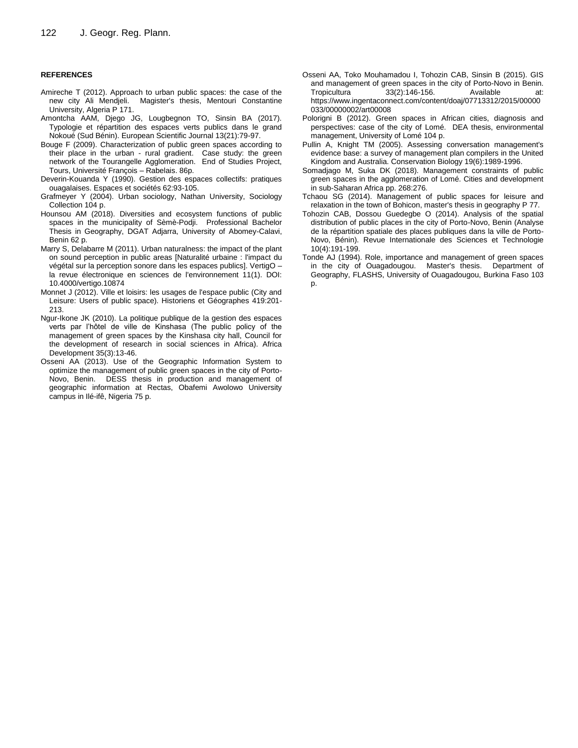**REFERENCES**

Amireche T (2012). Approach to urban public spaces: the case of the new city Ali Mendjeli. Magister's thesis, Mentouri Constantine University, Algeria P 171.

Amontcha AAM, Djego JG, Lougbegnon TO, Sinsin BA (2017). Typologie et répartition des espaces verts publics dans le grand Nokoué (Sud Bénin). European Scientific Journal 13(21):79-97.

Bouge F (2009). Characterization of public green spaces according to their place in the urban - rural gradient. Case study: the green network of the Tourangelle Agglomeration. End of Studies Project, Tours, Université François – Rabelais. 86p.

Deverin-Kouanda Y (1990). Gestion des espaces collectifs: pratiques ouagalaises. Espaces et sociétés 62:93-105.

Grafmeyer Y (2004). Urban sociology, Nathan University, Sociology Collection 104 p.

Hounsou AM (2018). Diversities and ecosystem functions of public spaces in the municipality of Sèmè-Podji. Professional Bachelor Thesis in Geography, DGAT Adjarra, University of Abomey-Calavi, Benin 62 p.

Marry S, Delabarre M (2011). Urban naturalness: the impact of the plant on sound perception in public areas [Naturalité urbaine : l'impact du végétal sur la perception sonore dans les espaces publics]. VertigO – la revue électronique en sciences de l'environnement 11(1). DOI: 10.4000/vertigo.10874

Monnet J (2012). Ville et loisirs: les usages de l'espace public (City and Leisure: Users of public space). Historiens et Géographes 419:201-213.

Ngur-Ikone JK (2010). La politique publique de la gestion des espaces verts par l'hôtel de ville de Kinshasa (The public policy of the management of green spaces by the Kinshasa city hall, Council for the development of research in social sciences in Africa). Africa Development 35(3):13-46.

Osseni AA (2013). Use of the Geographic Information System to optimize the management of public green spaces in the city of Porto-Novo, Benin. DESS thesis in production and management of geographic information at Rectas, Obafemi Awolowo University campus in Ilé-ifê, Nigeria 75 p.

Osseni AA, Toko Mouhamadou I, Tohozin CAB, Sinsin B (2015). GIS and management of green spaces in the city of Porto-Novo in Benin. Tropicultura 33(2):146-156. Available at: https://www.ingentaconnect.com/content/doaj/07713312/2015/00000033/00000002/art00008

Polorigni B (2012). Green spaces in African cities, diagnosis and perspectives: case of the city of Lomé. DEA thesis, environmental management, University of Lomé 104 p.

Pullin A, Knight TM (2005). Assessing conversation management's evidence base: a survey of management plan compilers in the United Kingdom and Australia. Conservation Biology 19(6):1989-1996.

Somadjago M, Suka DK (2018). Management constraints of public green spaces in the agglomeration of Lomé. Cities and development in sub-Saharan Africa pp. 268:276.

Tchaou SG (2014). Management of public spaces for leisure and relaxation in the town of Bohicon, master's thesis in geography P 77.

Tohozin CAB, Dossou Guedegbe O (2014). Analysis of the spatial distribution of public places in the city of Porto-Novo, Benin (Analyse de la répartition spatiale des places publiques dans la ville de Porto-Novo, Bénin). Revue Internationale des Sciences et Technologie 10(4):191-199.

Tonde AJ (1994). Role, importance and management of green spaces in the city of Ouagadougou. Master's thesis. Department of Geography, FLASHS, University of Ouagadougou, Burkina Faso 103 p.